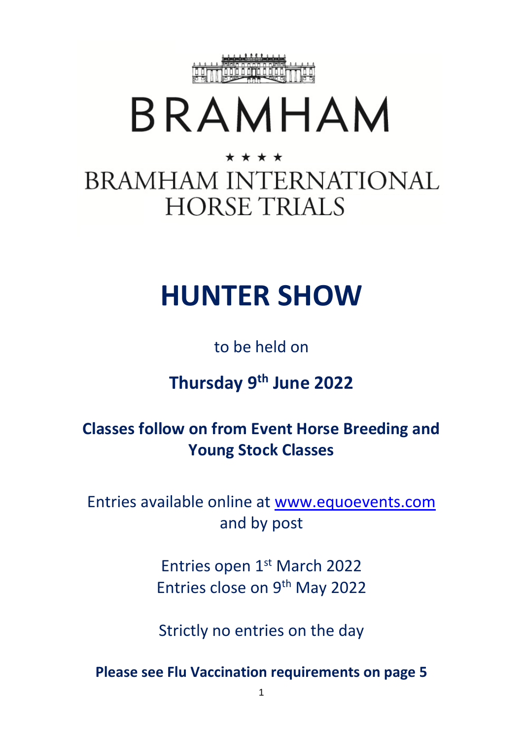# BRAMHAM

★ ★ ★ ★

## BRAMHAM INTERNATIONAL HORSE TRIALS

# HUNTER SHOW

to be held on

**Thursday 9th June 2022**

**Classes follow on from Event Horse Breeding and Young Stock Classes**

Entries available online at [www.equoevents.com](http://www.equoevents.com) and by post

Entries open 1st March 2022
Entries close on 9th May 2022

Strictly no entries on the day

**Please see Flu Vaccination requirements on page 5**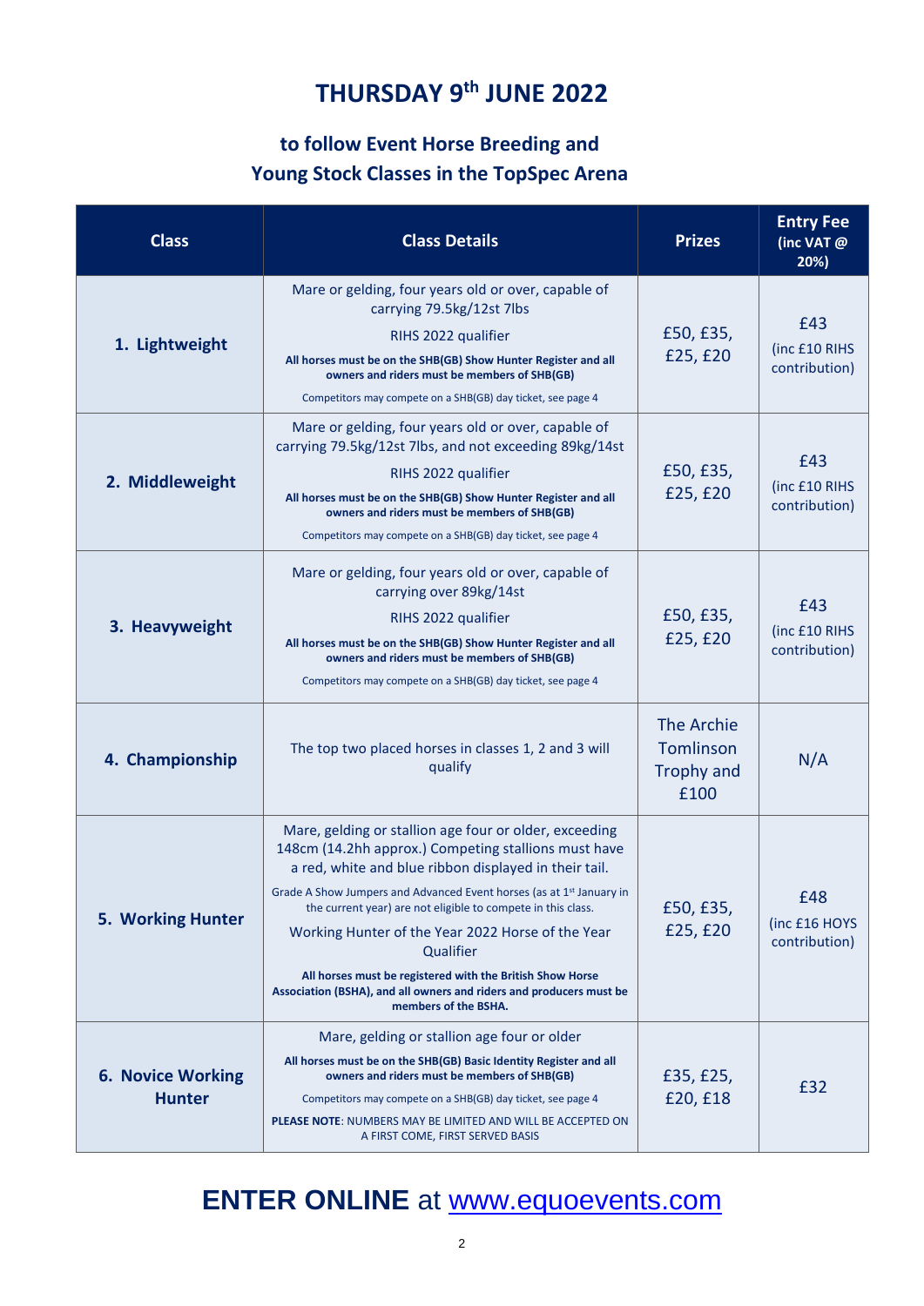# THURSDAY 9th JUNE 2022

## to follow Event Horse Breeding and Young Stock Classes in the TopSpec Arena

| Class | Class Details | Prizes | Entry Fee (inc VAT @ 20%) |
|---|---|---|---|
| **1. Lightweight** | Mare or gelding, four years old or over, capable of carrying 79.5kg/12st 7lbs<br>RIHS 2022 qualifier<br>**All horses must be on the SHB(GB) Show Hunter Register and all owners and riders must be members of SHB(GB)**<br>Competitors may compete on a SHB(GB) day ticket, see page 4 | £50, £35, £25, £20 | £43 (inc £10 RIHS contribution) |
| **2. Middleweight** | Mare or gelding, four years old or over, capable of carrying 79.5kg/12st 7lbs, and not exceeding 89kg/14st<br>RIHS 2022 qualifier<br>**All horses must be on the SHB(GB) Show Hunter Register and all owners and riders must be members of SHB(GB)**<br>Competitors may compete on a SHB(GB) day ticket, see page 4 | £50, £35, £25, £20 | £43 (inc £10 RIHS contribution) |
| **3. Heavyweight** | Mare or gelding, four years old or over, capable of carrying over 89kg/14st<br>RIHS 2022 qualifier<br>**All horses must be on the SHB(GB) Show Hunter Register and all owners and riders must be members of SHB(GB)**<br>Competitors may compete on a SHB(GB) day ticket, see page 4 | £50, £35, £25, £20 | £43 (inc £10 RIHS contribution) |
| **4. Championship** | The top two placed horses in classes 1, 2 and 3 will qualify | The Archie Tomlinson Trophy and £100 | N/A |
| **5. Working Hunter** | Mare, gelding or stallion age four or older, exceeding 148cm (14.2hh approx.) Competing stallions must have a red, white and blue ribbon displayed in their tail.<br>Grade A Show Jumpers and Advanced Event horses (as at 1st January in the current year) are not eligible to compete in this class.<br>Working Hunter of the Year 2022 Horse of the Year Qualifier<br>**All horses must be registered with the British Show Horse Association (BSHA), and all owners and riders and producers must be members of the BSHA.** | £50, £35, £25, £20 | £48 (inc £16 HOYS contribution) |
| **6. Novice Working Hunter** | Mare, gelding or stallion age four or older<br>**All horses must be on the SHB(GB) Basic Identity Register and all owners and riders must be members of SHB(GB)**<br>Competitors may compete on a SHB(GB) day ticket, see page 4<br>**PLEASE NOTE**: NUMBERS MAY BE LIMITED AND WILL BE ACCEPTED ON A FIRST COME, FIRST SERVED BASIS | £35, £25, £20, £18 | £32 |

## **ENTER ONLINE** at www.equoevents.com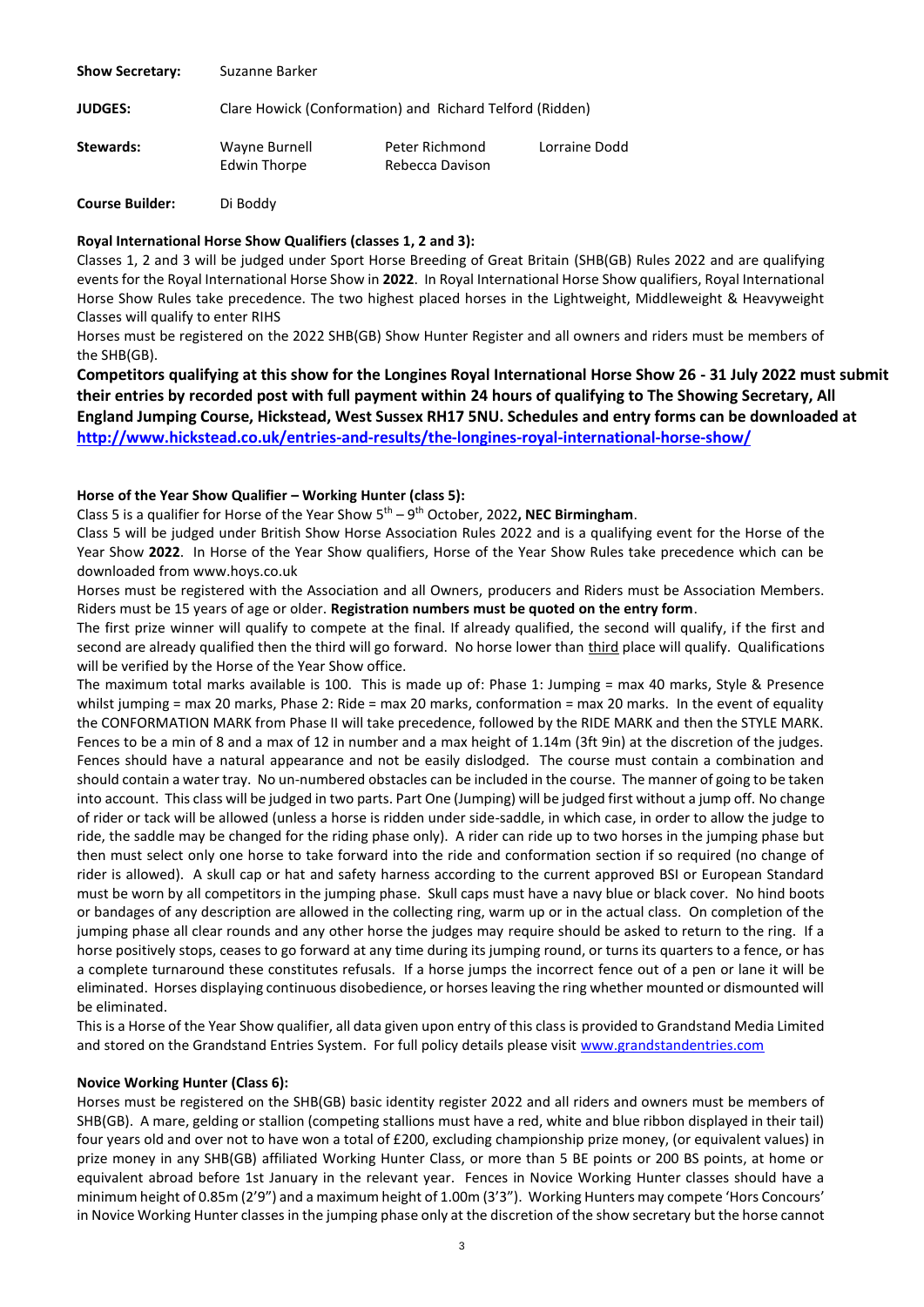| | | | |
|---|---|---|---|
| **Show Secretary:** | Suzanne Barker | | |
| **JUDGES:** | Clare Howick (Conformation) and Richard Telford (Ridden) | | |
| **Stewards:** | Wayne Burnell<br>Edwin Thorpe | Peter Richmond<br>Rebecca Davison | Lorraine Dodd |
| **Course Builder:** | Di Boddy | | |

**Royal International Horse Show Qualifiers (classes 1, 2 and 3):**

Classes 1, 2 and 3 will be judged under Sport Horse Breeding of Great Britain (SHB(GB) Rules 2022 and are qualifying events for the Royal International Horse Show in **2022**. In Royal International Horse Show qualifiers, Royal International Horse Show Rules take precedence. The two highest placed horses in the Lightweight, Middleweight & Heavyweight Classes will qualify to enter RIHS

Horses must be registered on the 2022 SHB(GB) Show Hunter Register and all owners and riders must be members of the SHB(GB).

**Competitors qualifying at this show for the Longines Royal International Horse Show 26 - 31 July 2022 must submit their entries by recorded post with full payment within 24 hours of qualifying to The Showing Secretary, All England Jumping Course, Hickstead, West Sussex RH17 5NU. Schedules and entry forms can be downloaded at http://www.hickstead.co.uk/entries-and-results/the-longines-royal-international-horse-show/**

**Horse of the Year Show Qualifier – Working Hunter (class 5):**

Class 5 is a qualifier for Horse of the Year Show 5th – 9th October, 2022**, NEC Birmingham**.

Class 5 will be judged under British Show Horse Association Rules 2022 and is a qualifying event for the Horse of the Year Show **2022**. In Horse of the Year Show qualifiers, Horse of the Year Show Rules take precedence which can be downloaded from www.hoys.co.uk

Horses must be registered with the Association and all Owners, producers and Riders must be Association Members. Riders must be 15 years of age or older. **Registration numbers must be quoted on the entry form**.

The first prize winner will qualify to compete at the final. If already qualified, the second will qualify, if the first and second are already qualified then the third will go forward. No horse lower than third place will qualify. Qualifications will be verified by the Horse of the Year Show office.

The maximum total marks available is 100. This is made up of: Phase 1: Jumping = max 40 marks, Style & Presence whilst jumping = max 20 marks, Phase 2: Ride = max 20 marks, conformation = max 20 marks. In the event of equality the CONFORMATION MARK from Phase II will take precedence, followed by the RIDE MARK and then the STYLE MARK. Fences to be a min of 8 and a max of 12 in number and a max height of 1.14m (3ft 9in) at the discretion of the judges. Fences should have a natural appearance and not be easily dislodged. The course must contain a combination and should contain a water tray. No un-numbered obstacles can be included in the course. The manner of going to be taken into account. This class will be judged in two parts. Part One (Jumping) will be judged first without a jump off. No change of rider or tack will be allowed (unless a horse is ridden under side-saddle, in which case, in order to allow the judge to ride, the saddle may be changed for the riding phase only). A rider can ride up to two horses in the jumping phase but then must select only one horse to take forward into the ride and conformation section if so required (no change of rider is allowed). A skull cap or hat and safety harness according to the current approved BSI or European Standard must be worn by all competitors in the jumping phase. Skull caps must have a navy blue or black cover. No hind boots or bandages of any description are allowed in the collecting ring, warm up or in the actual class. On completion of the jumping phase all clear rounds and any other horse the judges may require should be asked to return to the ring. If a horse positively stops, ceases to go forward at any time during its jumping round, or turns its quarters to a fence, or has a complete turnaround these constitutes refusals. If a horse jumps the incorrect fence out of a pen or lane it will be eliminated. Horses displaying continuous disobedience, or horses leaving the ring whether mounted or dismounted will be eliminated.

This is a Horse of the Year Show qualifier, all data given upon entry of this class is provided to Grandstand Media Limited and stored on the Grandstand Entries System. For full policy details please visit www.grandstandentries.com

**Novice Working Hunter (Class 6):**

Horses must be registered on the SHB(GB) basic identity register 2022 and all riders and owners must be members of SHB(GB). A mare, gelding or stallion (competing stallions must have a red, white and blue ribbon displayed in their tail) four years old and over not to have won a total of £200, excluding championship prize money, (or equivalent values) in prize money in any SHB(GB) affiliated Working Hunter Class, or more than 5 BE points or 200 BS points, at home or equivalent abroad before 1st January in the relevant year. Fences in Novice Working Hunter classes should have a minimum height of 0.85m (2'9") and a maximum height of 1.00m (3'3"). Working Hunters may compete 'Hors Concours' in Novice Working Hunter classes in the jumping phase only at the discretion of the show secretary but the horse cannot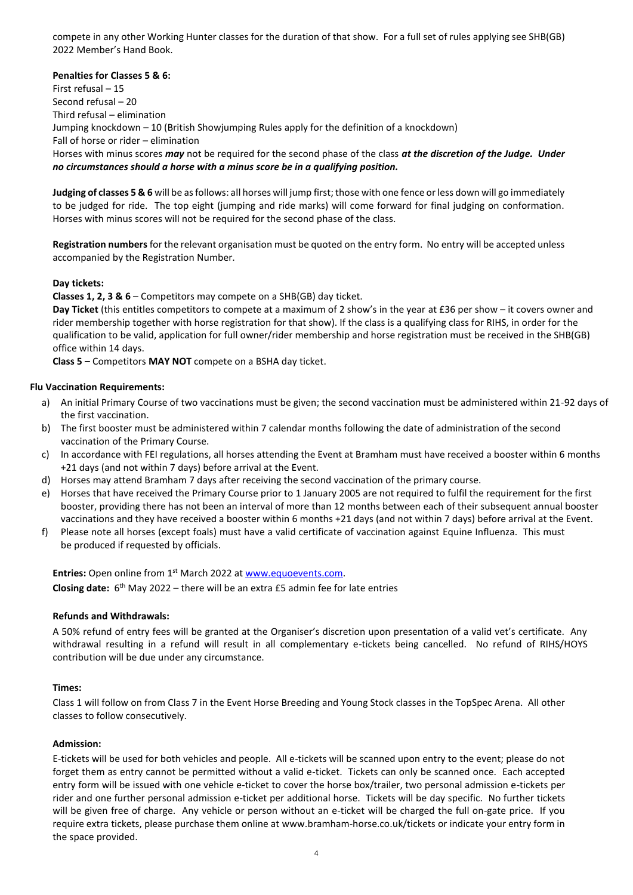compete in any other Working Hunter classes for the duration of that show. For a full set of rules applying see SHB(GB) 2022 Member's Hand Book.

**Penalties for Classes 5 & 6:**

First refusal – 15
Second refusal – 20
Third refusal – elimination
Jumping knockdown – 10 (British Showjumping Rules apply for the definition of a knockdown)
Fall of horse or rider – elimination
Horses with minus scores ***may*** not be required for the second phase of the class ***at the discretion of the Judge. Under no circumstances should a horse with a minus score be in a qualifying position.***

**Judging of classes 5 & 6** will be as follows: all horses will jump first; those with one fence or less down will go immediately to be judged for ride. The top eight (jumping and ride marks) will come forward for final judging on conformation. Horses with minus scores will not be required for the second phase of the class.

**Registration numbers** for the relevant organisation must be quoted on the entry form. No entry will be accepted unless accompanied by the Registration Number.

**Day tickets:**

**Classes 1, 2, 3 & 6** – Competitors may compete on a SHB(GB) day ticket.

**Day Ticket** (this entitles competitors to compete at a maximum of 2 show's in the year at £36 per show – it covers owner and rider membership together with horse registration for that show). If the class is a qualifying class for RIHS, in order for the qualification to be valid, application for full owner/rider membership and horse registration must be received in the SHB(GB) office within 14 days.

**Class 5 –** Competitors **MAY NOT** compete on a BSHA day ticket.

**Flu Vaccination Requirements:**

a) An initial Primary Course of two vaccinations must be given; the second vaccination must be administered within 21-92 days of the first vaccination.
b) The first booster must be administered within 7 calendar months following the date of administration of the second vaccination of the Primary Course.
c) In accordance with FEI regulations, all horses attending the Event at Bramham must have received a booster within 6 months +21 days (and not within 7 days) before arrival at the Event.
d) Horses may attend Bramham 7 days after receiving the second vaccination of the primary course.
e) Horses that have received the Primary Course prior to 1 January 2005 are not required to fulfil the requirement for the first booster, providing there has not been an interval of more than 12 months between each of their subsequent annual booster vaccinations and they have received a booster within 6 months +21 days (and not within 7 days) before arrival at the Event.
f) Please note all horses (except foals) must have a valid certificate of vaccination against Equine Influenza. This must be produced if requested by officials.

**Entries:** Open online from 1st March 2022 at www.equoevents.com.

**Closing date:** 6th May 2022 – there will be an extra £5 admin fee for late entries

**Refunds and Withdrawals:**

A 50% refund of entry fees will be granted at the Organiser's discretion upon presentation of a valid vet's certificate. Any withdrawal resulting in a refund will result in all complementary e-tickets being cancelled. No refund of RIHS/HOYS contribution will be due under any circumstance.

**Times:**

Class 1 will follow on from Class 7 in the Event Horse Breeding and Young Stock classes in the TopSpec Arena. All other classes to follow consecutively.

**Admission:**

E-tickets will be used for both vehicles and people. All e-tickets will be scanned upon entry to the event; please do not forget them as entry cannot be permitted without a valid e-ticket. Tickets can only be scanned once. Each accepted entry form will be issued with one vehicle e-ticket to cover the horse box/trailer, two personal admission e-tickets per rider and one further personal admission e-ticket per additional horse. Tickets will be day specific. No further tickets will be given free of charge. Any vehicle or person without an e-ticket will be charged the full on-gate price. If you require extra tickets, please purchase them online at www.bramham-horse.co.uk/tickets or indicate your entry form in the space provided.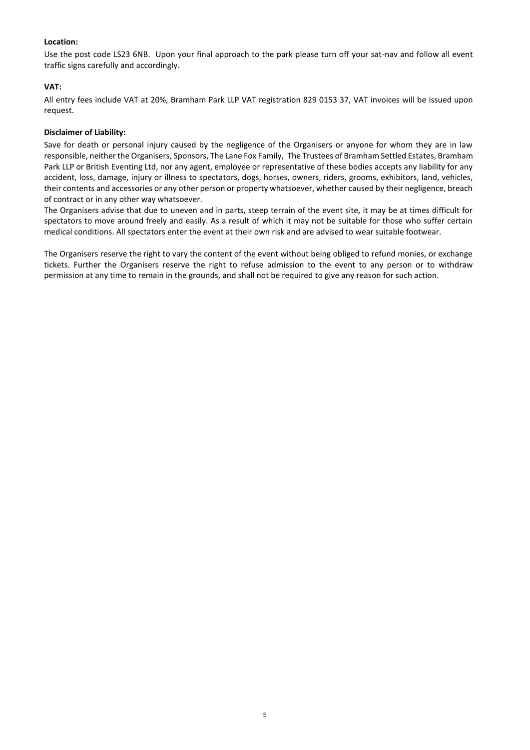**Location:**

Use the post code LS23 6NB. Upon your final approach to the park please turn off your sat-nav and follow all event traffic signs carefully and accordingly.

**VAT:**

All entry fees include VAT at 20%, Bramham Park LLP VAT registration 829 0153 37, VAT invoices will be issued upon request.

**Disclaimer of Liability:**

Save for death or personal injury caused by the negligence of the Organisers or anyone for whom they are in law responsible, neither the Organisers, Sponsors, The Lane Fox Family, The Trustees of Bramham Settled Estates, Bramham Park LLP or British Eventing Ltd, nor any agent, employee or representative of these bodies accepts any liability for any accident, loss, damage, injury or illness to spectators, dogs, horses, owners, riders, grooms, exhibitors, land, vehicles, their contents and accessories or any other person or property whatsoever, whether caused by their negligence, breach of contract or in any other way whatsoever.

The Organisers advise that due to uneven and in parts, steep terrain of the event site, it may be at times difficult for spectators to move around freely and easily. As a result of which it may not be suitable for those who suffer certain medical conditions. All spectators enter the event at their own risk and are advised to wear suitable footwear.

The Organisers reserve the right to vary the content of the event without being obliged to refund monies, or exchange tickets. Further the Organisers reserve the right to refuse admission to the event to any person or to withdraw permission at any time to remain in the grounds, and shall not be required to give any reason for such action.